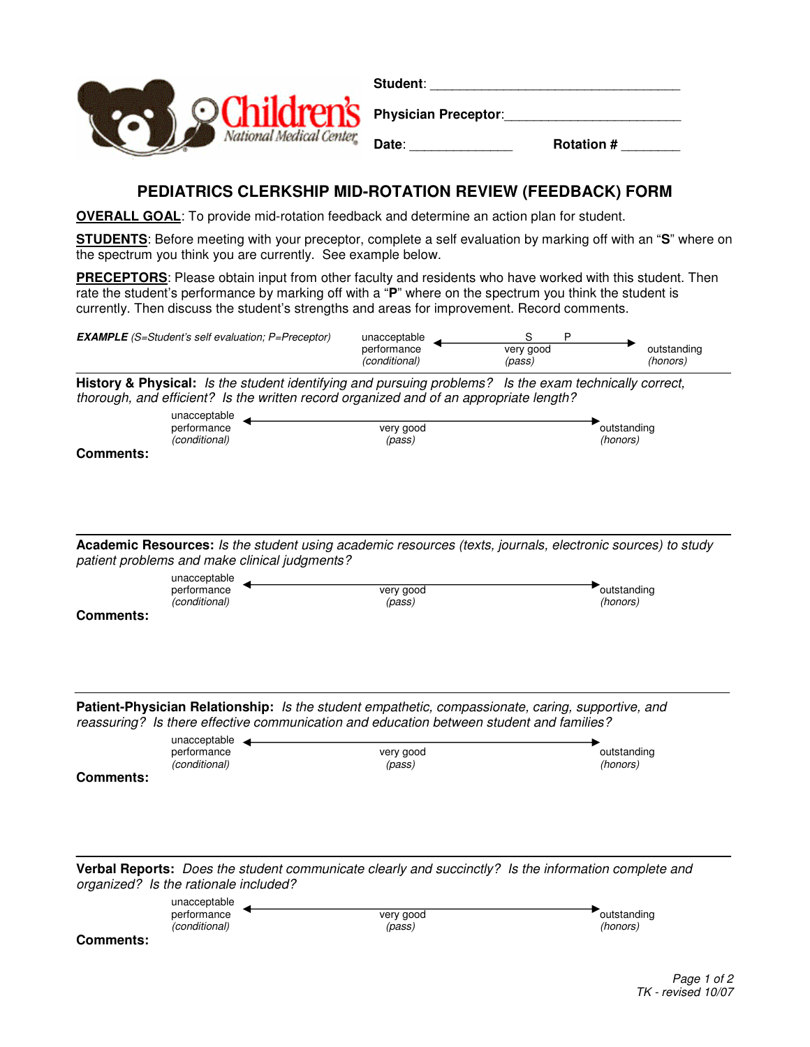Children's National Medical Center

**Student**: ___________________________________

**Physician Preceptor**:_________________________

**Date**: ______________ **Rotation #** ________

# PEDIATRICS CLERKSHIP MID-ROTATION REVIEW (FEEDBACK) FORM

**OVERALL GOAL**: To provide mid-rotation feedback and determine an action plan for student.

**STUDENTS**: Before meeting with your preceptor, complete a self evaluation by marking off with an "**S**" where on the spectrum you think you are currently. See example below.

**PRECEPTORS**: Please obtain input from other faculty and residents who have worked with this student. Then rate the student's performance by marking off with a "**P**" where on the spectrum you think the student is currently. Then discuss the student's strengths and areas for improvement. Record comments.

***EXAMPLE*** *(S=Student's self evaluation; P=Preceptor)*

| unacceptable performance *(conditional)* | S P<br>very good *(pass)* | outstanding *(honors)* |
|---|---|---|

---

**History & Physical:** *Is the student identifying and pursuing problems? Is the exam technically correct, thorough, and efficient? Is the written record organized and of an appropriate length?*

| unacceptable performance *(conditional)* | very good *(pass)* | outstanding *(honors)* |
|---|---|---|

**Comments:**

---

**Academic Resources:** *Is the student using academic resources (texts, journals, electronic sources) to study patient problems and make clinical judgments?*

| unacceptable performance *(conditional)* | very good *(pass)* | outstanding *(honors)* |
|---|---|---|

**Comments:**

---

**Patient-Physician Relationship:** *Is the student empathetic, compassionate, caring, supportive, and reassuring? Is there effective communication and education between student and families?*

| unacceptable performance *(conditional)* | very good *(pass)* | outstanding *(honors)* |
|---|---|---|

**Comments:**

---

**Verbal Reports:** *Does the student communicate clearly and succinctly? Is the information complete and organized? Is the rationale included?*

| unacceptable performance *(conditional)* | very good *(pass)* | outstanding *(honors)* |
|---|---|---|

**Comments:**

*TK - revised 10/07*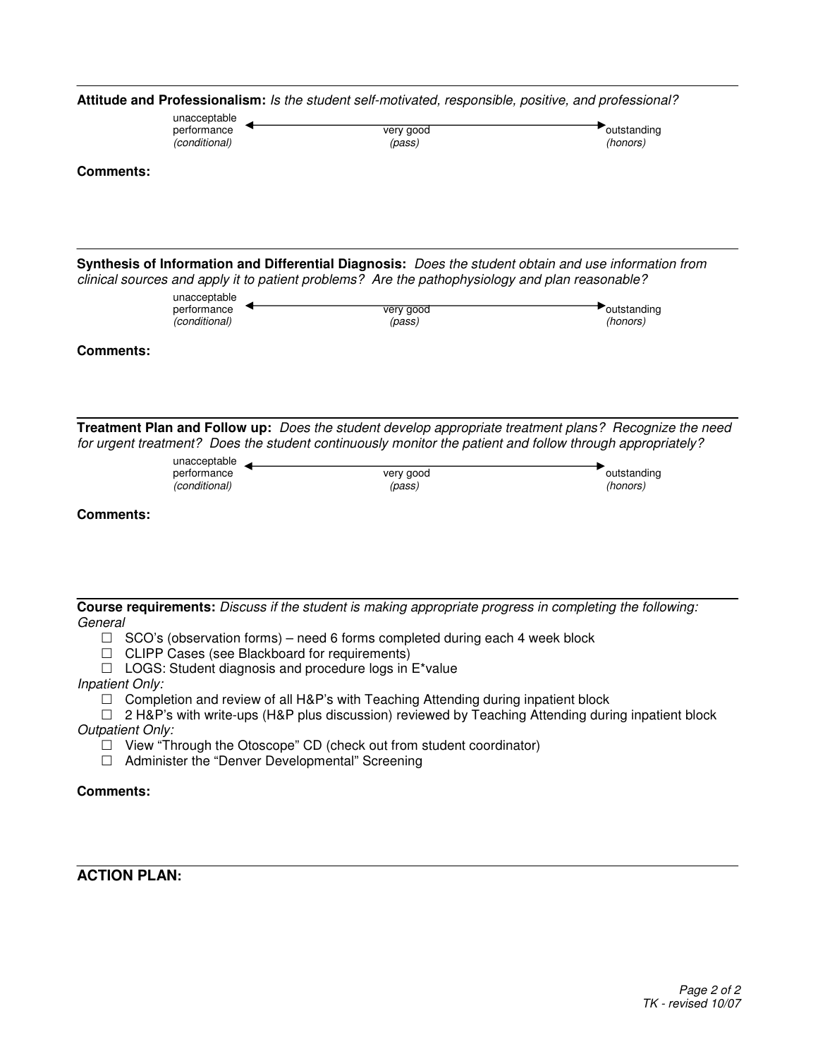**Attitude and Professionalism:** *Is the student self-motivated, responsible, positive, and professional?*

unacceptable performance *(conditional)* ← very good *(pass)* → outstanding *(honors)*

**Comments:**

---

**Synthesis of Information and Differential Diagnosis:** *Does the student obtain and use information from clinical sources and apply it to patient problems? Are the pathophysiology and plan reasonable?*

unacceptable performance *(conditional)* ← very good *(pass)* → outstanding *(honors)*

**Comments:**

---

**Treatment Plan and Follow up:** *Does the student develop appropriate treatment plans? Recognize the need for urgent treatment? Does the student continuously monitor the patient and follow through appropriately?*

unacceptable performance *(conditional)* ← very good *(pass)* → outstanding *(honors)*

**Comments:**

---

**Course requirements:** *Discuss if the student is making appropriate progress in completing the following:*

*General*

- ☐ SCO's (observation forms) – need 6 forms completed during each 4 week block
- ☐ CLIPP Cases (see Blackboard for requirements)
- ☐ LOGS: Student diagnosis and procedure logs in E*value

*Inpatient Only:*

- ☐ Completion and review of all H&P's with Teaching Attending during inpatient block
- ☐ 2 H&P's with write-ups (H&P plus discussion) reviewed by Teaching Attending during inpatient block

*Outpatient Only:*

- ☐ View "Through the Otoscope" CD (check out from student coordinator)
- ☐ Administer the "Denver Developmental" Screening

**Comments:**

---

## ACTION PLAN:

*TK - revised 10/07*